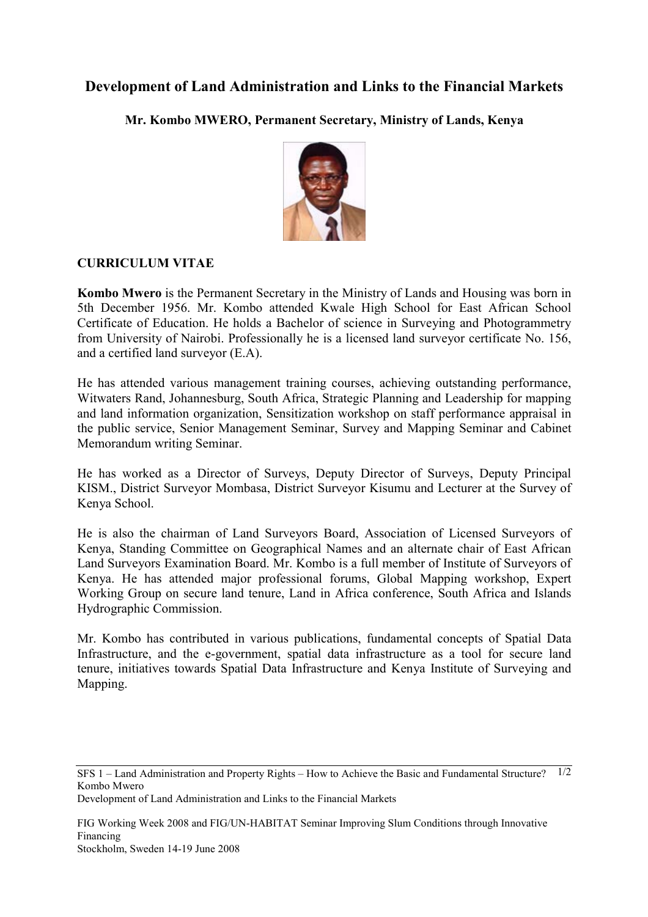# Development of Land Administration and Links to the Financial Markets

**Mr. Kombo MWERO, Permanent Secretary, Ministry of Lands, Kenya**

## CURRICULUM VITAE

**Kombo Mwero** is the Permanent Secretary in the Ministry of Lands and Housing was born in 5th December 1956. Mr. Kombo attended Kwale High School for East African School Certificate of Education. He holds a Bachelor of science in Surveying and Photogrammetry from University of Nairobi. Professionally he is a licensed land surveyor certificate No. 156, and a certified land surveyor (E.A).

He has attended various management training courses, achieving outstanding performance, Witwaters Rand, Johannesburg, South Africa, Strategic Planning and Leadership for mapping and land information organization, Sensitization workshop on staff performance appraisal in the public service, Senior Management Seminar, Survey and Mapping Seminar and Cabinet Memorandum writing Seminar.

He has worked as a Director of Surveys, Deputy Director of Surveys, Deputy Principal KISM., District Surveyor Mombasa, District Surveyor Kisumu and Lecturer at the Survey of Kenya School.

He is also the chairman of Land Surveyors Board, Association of Licensed Surveyors of Kenya, Standing Committee on Geographical Names and an alternate chair of East African Land Surveyors Examination Board. Mr. Kombo is a full member of Institute of Surveyors of Kenya. He has attended major professional forums, Global Mapping workshop, Expert Working Group on secure land tenure, Land in Africa conference, South Africa and Islands Hydrographic Commission.

Mr. Kombo has contributed in various publications, fundamental concepts of Spatial Data Infrastructure, and the e-government, spatial data infrastructure as a tool for secure land tenure, initiatives towards Spatial Data Infrastructure and Kenya Institute of Surveying and Mapping.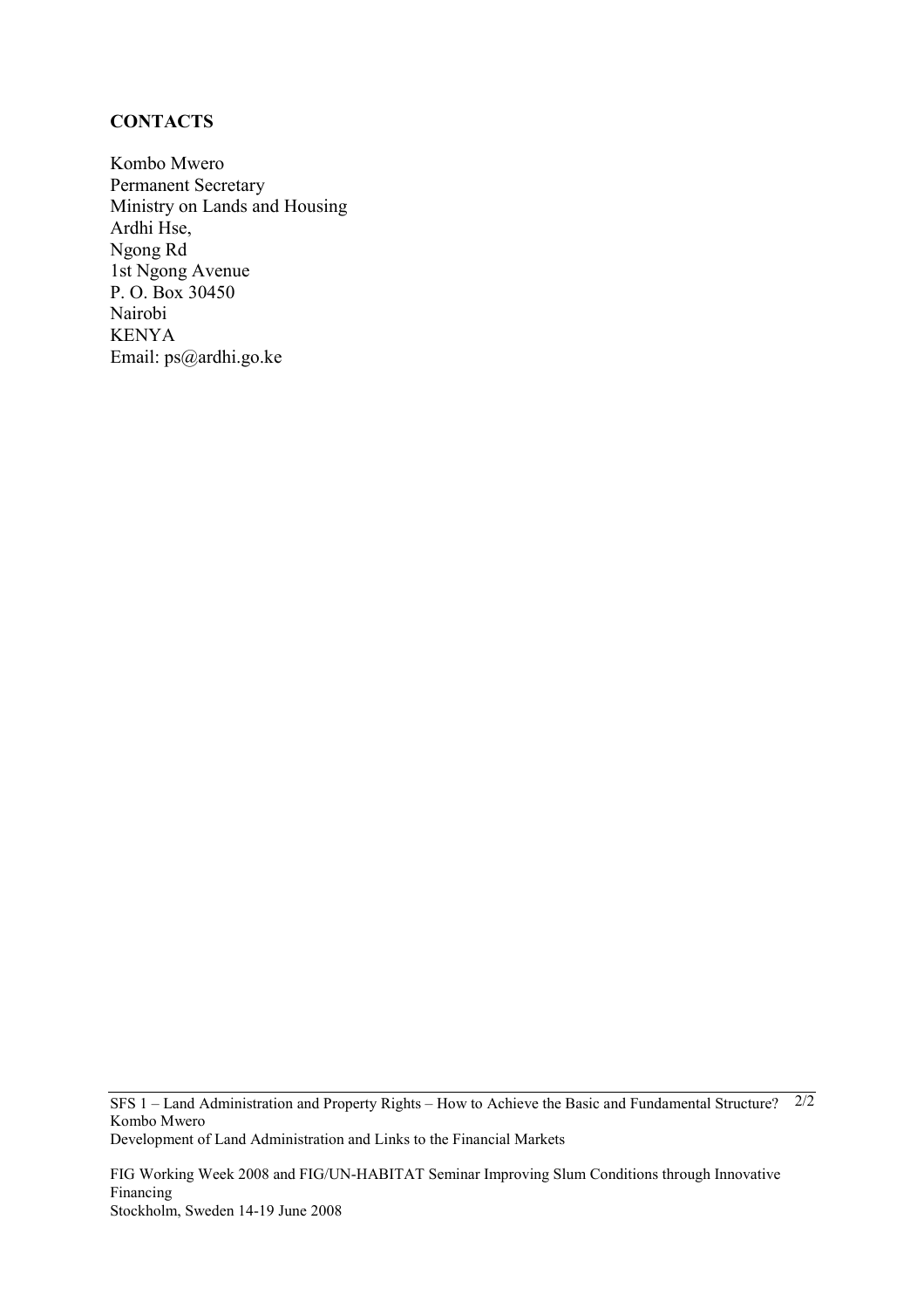## CONTACTS

Kombo Mwero
Permanent Secretary
Ministry on Lands and Housing
Ardhi Hse,
Ngong Rd
1st Ngong Avenue
P. O. Box 30450
Nairobi
KENYA
Email: ps@ardhi.go.ke